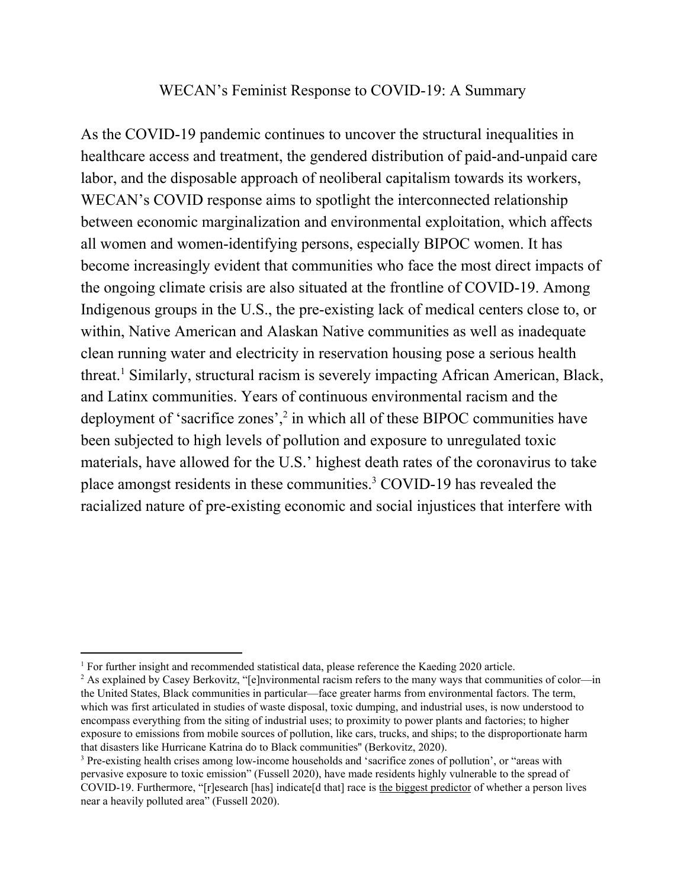# WECAN's Feminist Response to COVID-19: A Summary

As the COVID-19 pandemic continues to uncover the structural inequalities in healthcare access and treatment, the gendered distribution of paid-and-unpaid care labor, and the disposable approach of neoliberal capitalism towards its workers, WECAN's COVID response aims to spotlight the interconnected relationship between economic marginalization and environmental exploitation, which affects all women and women-identifying persons, especially BIPOC women. It has become increasingly evident that communities who face the most direct impacts of the ongoing climate crisis are also situated at the frontline of COVID-19. Among Indigenous groups in the U.S., the pre-existing lack of medical centers close to, or within, Native American and Alaskan Native communities as well as inadequate clean running water and electricity in reservation housing pose a serious health threat.[1] Similarly, structural racism is severely impacting African American, Black, and Latinx communities. Years of continuous environmental racism and the deployment of 'sacrifice zones',[2] in which all of these BIPOC communities have been subjected to high levels of pollution and exposure to unregulated toxic materials, have allowed for the U.S.' highest death rates of the coronavirus to take place amongst residents in these communities.[3] COVID-19 has revealed the racialized nature of pre-existing economic and social injustices that interfere with

---

[1] For further insight and recommended statistical data, please reference the Kaeding 2020 article.

[2] As explained by Casey Berkovitz, "[e]nvironmental racism refers to the many ways that communities of color—in the United States, Black communities in particular—face greater harms from environmental factors. The term, which was first articulated in studies of waste disposal, toxic dumping, and industrial uses, is now understood to encompass everything from the siting of industrial uses; to proximity to power plants and factories; to higher exposure to emissions from mobile sources of pollution, like cars, trucks, and ships; to the disproportionate harm that disasters like Hurricane Katrina do to Black communities" (Berkovitz, 2020).

[3] Pre-existing health crises among low-income households and 'sacrifice zones of pollution', or "areas with pervasive exposure to toxic emission" (Fussell 2020), have made residents highly vulnerable to the spread of COVID-19. Furthermore, "[r]esearch [has] indicate[d that] race is the biggest predictor of whether a person lives near a heavily polluted area" (Fussell 2020).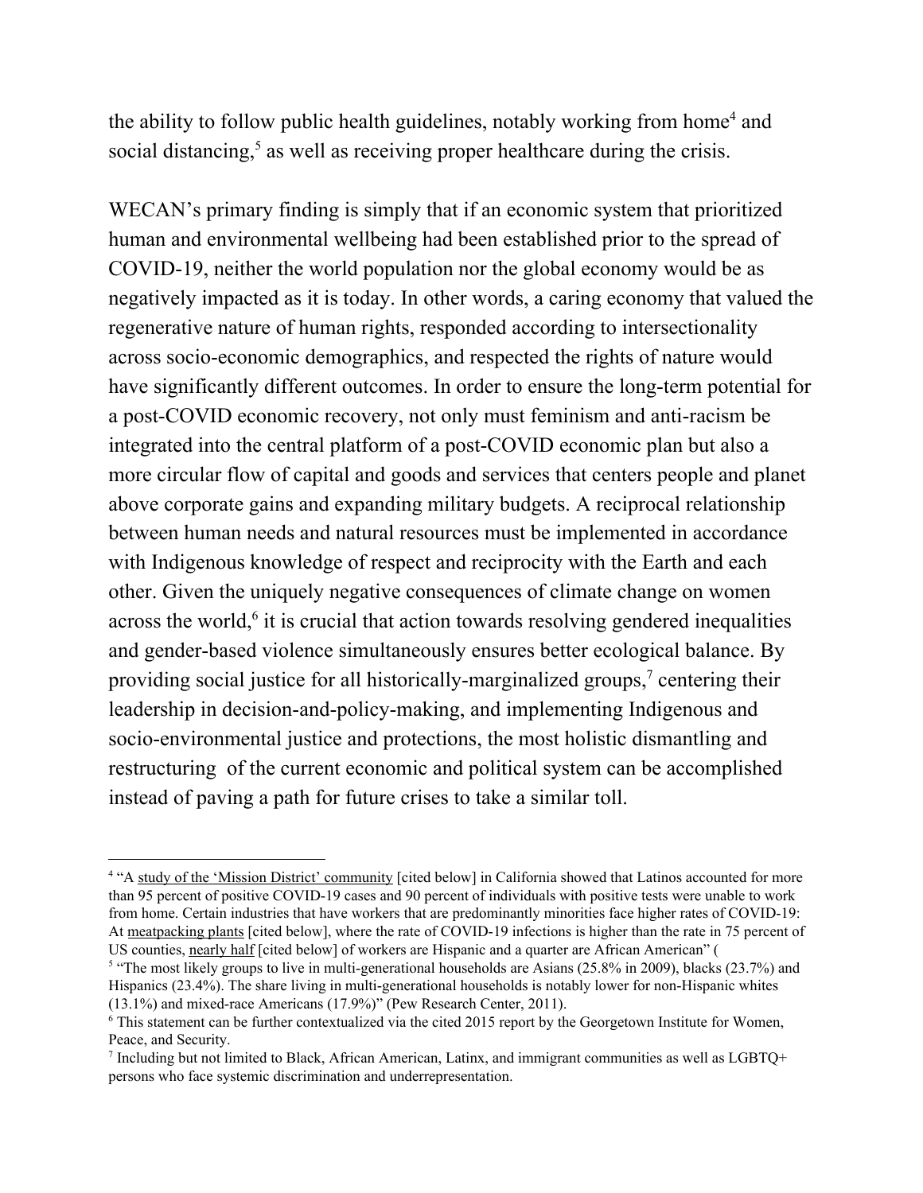the ability to follow public health guidelines, notably working from home[4] and social distancing,[5] as well as receiving proper healthcare during the crisis.

WECAN's primary finding is simply that if an economic system that prioritized human and environmental wellbeing had been established prior to the spread of COVID-19, neither the world population nor the global economy would be as negatively impacted as it is today. In other words, a caring economy that valued the regenerative nature of human rights, responded according to intersectionality across socio-economic demographics, and respected the rights of nature would have significantly different outcomes. In order to ensure the long-term potential for a post-COVID economic recovery, not only must feminism and anti-racism be integrated into the central platform of a post-COVID economic plan but also a more circular flow of capital and goods and services that centers people and planet above corporate gains and expanding military budgets. A reciprocal relationship between human needs and natural resources must be implemented in accordance with Indigenous knowledge of respect and reciprocity with the Earth and each other. Given the uniquely negative consequences of climate change on women across the world,[6] it is crucial that action towards resolving gendered inequalities and gender-based violence simultaneously ensures better ecological balance. By providing social justice for all historically-marginalized groups,[7] centering their leadership in decision-and-policy-making, and implementing Indigenous and socio-environmental justice and protections, the most holistic dismantling and restructuring of the current economic and political system can be accomplished instead of paving a path for future crises to take a similar toll.

---

[4] "A study of the 'Mission District' community [cited below] in California showed that Latinos accounted for more than 95 percent of positive COVID-19 cases and 90 percent of individuals with positive tests were unable to work from home. Certain industries that have workers that are predominantly minorities face higher rates of COVID-19: At meatpacking plants [cited below], where the rate of COVID-19 infections is higher than the rate in 75 percent of US counties, nearly half [cited below] of workers are Hispanic and a quarter are African American" (

[5] "The most likely groups to live in multi-generational households are Asians (25.8% in 2009), blacks (23.7%) and Hispanics (23.4%). The share living in multi-generational households is notably lower for non-Hispanic whites (13.1%) and mixed-race Americans (17.9%)" (Pew Research Center, 2011).

[6] This statement can be further contextualized via the cited 2015 report by the Georgetown Institute for Women, Peace, and Security.

[7] Including but not limited to Black, African American, Latinx, and immigrant communities as well as LGBTQ+ persons who face systemic discrimination and underrepresentation.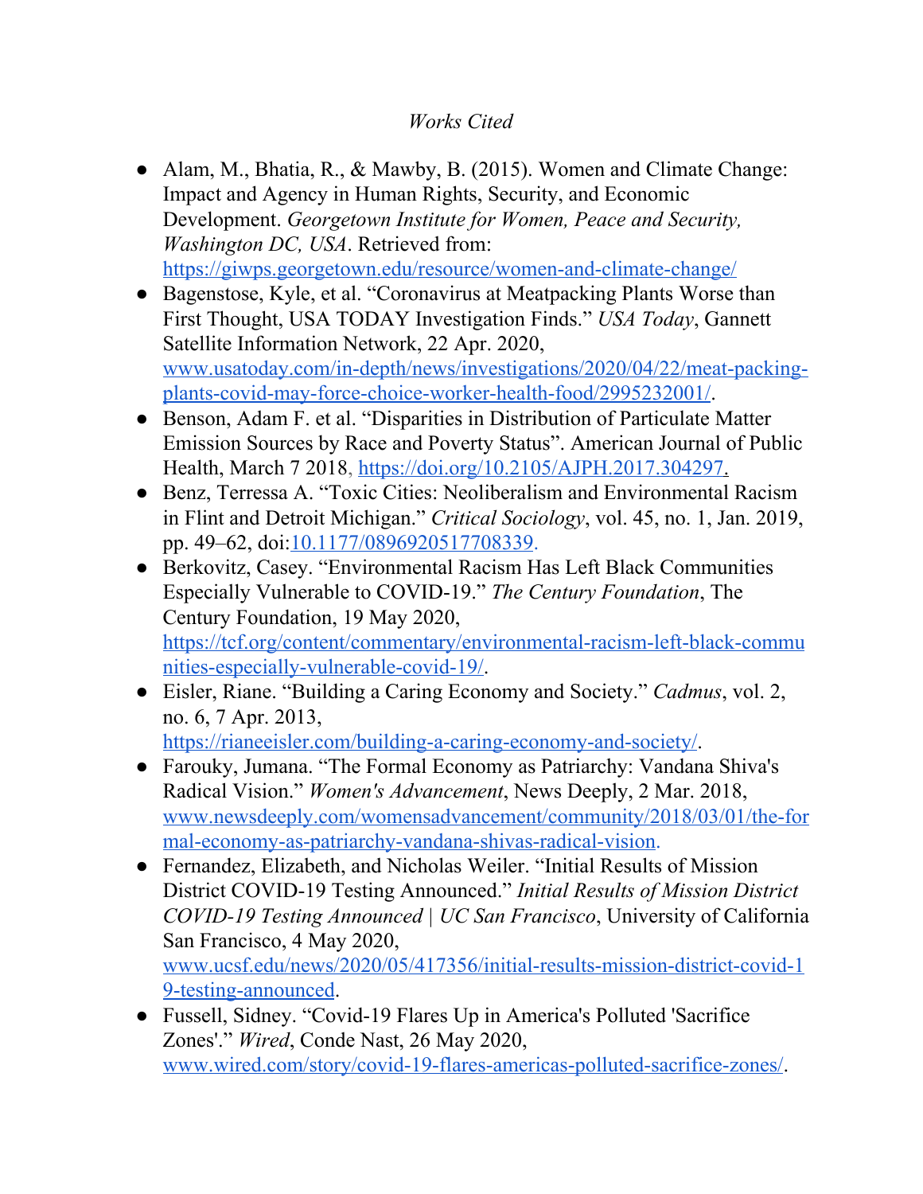*Works Cited*

- Alam, M., Bhatia, R., & Mawby, B. (2015). Women and Climate Change: Impact and Agency in Human Rights, Security, and Economic Development. *Georgetown Institute for Women, Peace and Security, Washington DC, USA*. Retrieved from: https://giwps.georgetown.edu/resource/women-and-climate-change/
- Bagenstose, Kyle, et al. "Coronavirus at Meatpacking Plants Worse than First Thought, USA TODAY Investigation Finds." *USA Today*, Gannett Satellite Information Network, 22 Apr. 2020, www.usatoday.com/in-depth/news/investigations/2020/04/22/meat-packing-plants-covid-may-force-choice-worker-health-food/2995232001/.
- Benson, Adam F. et al. "Disparities in Distribution of Particulate Matter Emission Sources by Race and Poverty Status". American Journal of Public Health, March 7 2018, https://doi.org/10.2105/AJPH.2017.304297.
- Benz, Terressa A. "Toxic Cities: Neoliberalism and Environmental Racism in Flint and Detroit Michigan." *Critical Sociology*, vol. 45, no. 1, Jan. 2019, pp. 49–62, doi:10.1177/0896920517708339.
- Berkovitz, Casey. "Environmental Racism Has Left Black Communities Especially Vulnerable to COVID-19." *The Century Foundation*, The Century Foundation, 19 May 2020, https://tcf.org/content/commentary/environmental-racism-left-black-communities-especially-vulnerable-covid-19/.
- Eisler, Riane. "Building a Caring Economy and Society." *Cadmus*, vol. 2, no. 6, 7 Apr. 2013, https://rianeeisler.com/building-a-caring-economy-and-society/.
- Farouky, Jumana. "The Formal Economy as Patriarchy: Vandana Shiva's Radical Vision." *Women's Advancement*, News Deeply, 2 Mar. 2018, www.newsdeeply.com/womensadvancement/community/2018/03/01/the-formal-economy-as-patriarchy-vandana-shivas-radical-vision.
- Fernandez, Elizabeth, and Nicholas Weiler. "Initial Results of Mission District COVID-19 Testing Announced." *Initial Results of Mission District COVID-19 Testing Announced | UC San Francisco*, University of California San Francisco, 4 May 2020, www.ucsf.edu/news/2020/05/417356/initial-results-mission-district-covid-19-testing-announced.
- Fussell, Sidney. "Covid-19 Flares Up in America's Polluted 'Sacrifice Zones'." *Wired*, Conde Nast, 26 May 2020, www.wired.com/story/covid-19-flares-americas-polluted-sacrifice-zones/.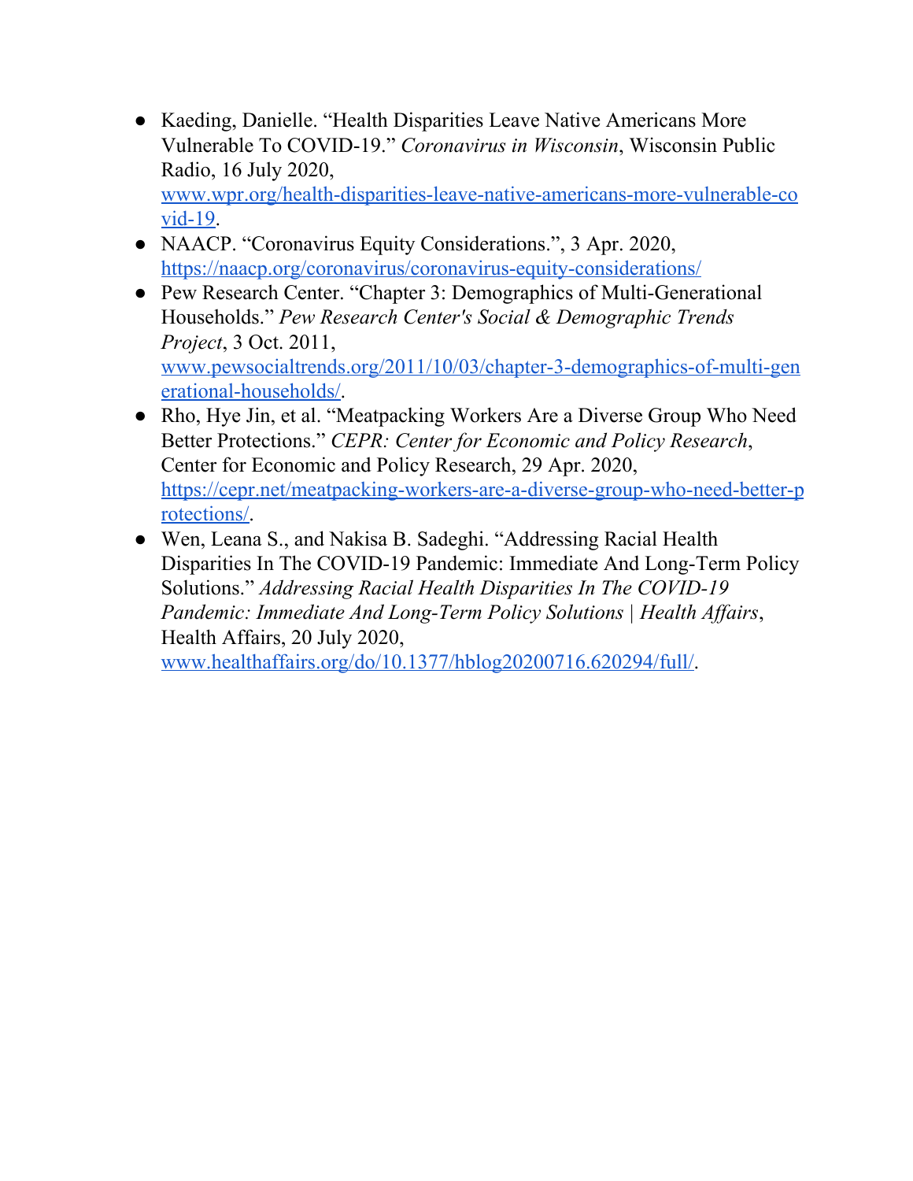- Kaeding, Danielle. "Health Disparities Leave Native Americans More Vulnerable To COVID-19." *Coronavirus in Wisconsin*, Wisconsin Public Radio, 16 July 2020, www.wpr.org/health-disparities-leave-native-americans-more-vulnerable-covid-19.
- NAACP. "Coronavirus Equity Considerations.", 3 Apr. 2020, https://naacp.org/coronavirus/coronavirus-equity-considerations/
- Pew Research Center. "Chapter 3: Demographics of Multi-Generational Households." *Pew Research Center's Social & Demographic Trends Project*, 3 Oct. 2011, www.pewsocialtrends.org/2011/10/03/chapter-3-demographics-of-multi-generational-households/.
- Rho, Hye Jin, et al. "Meatpacking Workers Are a Diverse Group Who Need Better Protections." *CEPR: Center for Economic and Policy Research*, Center for Economic and Policy Research, 29 Apr. 2020, https://cepr.net/meatpacking-workers-are-a-diverse-group-who-need-better-protections/.
- Wen, Leana S., and Nakisa B. Sadeghi. "Addressing Racial Health Disparities In The COVID-19 Pandemic: Immediate And Long-Term Policy Solutions." *Addressing Racial Health Disparities In The COVID-19 Pandemic: Immediate And Long-Term Policy Solutions | Health Affairs*, Health Affairs, 20 July 2020, www.healthaffairs.org/do/10.1377/hblog20200716.620294/full/.